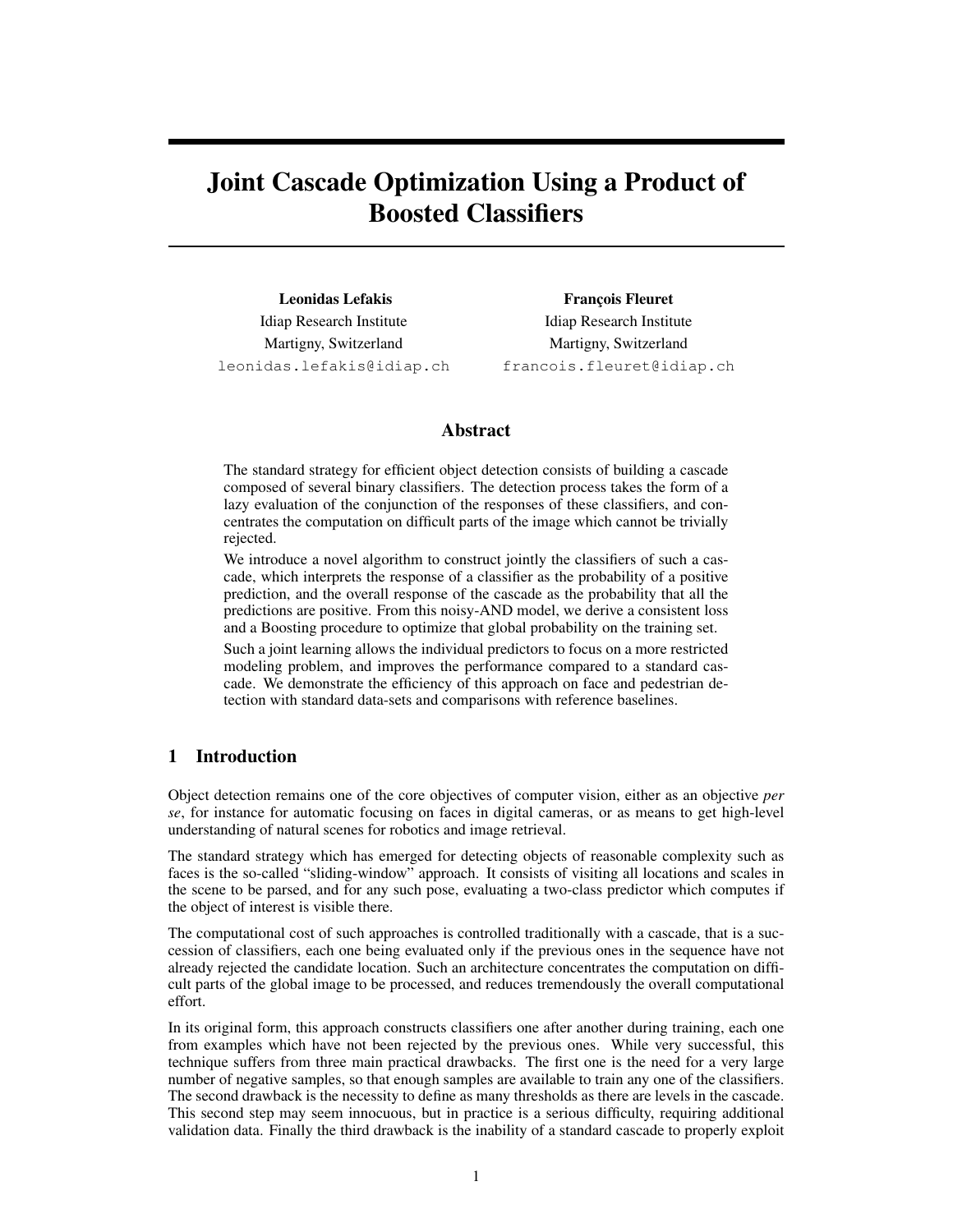# Joint Cascade Optimization Using a Product of Boosted Classifiers

**Leonidas Lefakis**
Idiap Research Institute
Martigny, Switzerland
`leonidas.lefakis@idiap.ch`

**François Fleuret**
Idiap Research Institute
Martigny, Switzerland
`francois.fleuret@idiap.ch`

## Abstract

The standard strategy for efficient object detection consists of building a cascade composed of several binary classifiers. The detection process takes the form of a lazy evaluation of the conjunction of the responses of these classifiers, and concentrates the computation on difficult parts of the image which cannot be trivially rejected.

We introduce a novel algorithm to construct jointly the classifiers of such a cascade, which interprets the response of a classifier as the probability of a positive prediction, and the overall response of the cascade as the probability that all the predictions are positive. From this noisy-AND model, we derive a consistent loss and a Boosting procedure to optimize that global probability on the training set.

Such a joint learning allows the individual predictors to focus on a more restricted modeling problem, and improves the performance compared to a standard cascade. We demonstrate the efficiency of this approach on face and pedestrian detection with standard data-sets and comparisons with reference baselines.

## 1 Introduction

Object detection remains one of the core objectives of computer vision, either as an objective *per se*, for instance for automatic focusing on faces in digital cameras, or as means to get high-level understanding of natural scenes for robotics and image retrieval.

The standard strategy which has emerged for detecting objects of reasonable complexity such as faces is the so-called "sliding-window" approach. It consists of visiting all locations and scales in the scene to be parsed, and for any such pose, evaluating a two-class predictor which computes if the object of interest is visible there.

The computational cost of such approaches is controlled traditionally with a cascade, that is a succession of classifiers, each one being evaluated only if the previous ones in the sequence have not already rejected the candidate location. Such an architecture concentrates the computation on difficult parts of the global image to be processed, and reduces tremendously the overall computational effort.

In its original form, this approach constructs classifiers one after another during training, each one from examples which have not been rejected by the previous ones. While very successful, this technique suffers from three main practical drawbacks. The first one is the need for a very large number of negative samples, so that enough samples are available to train any one of the classifiers. The second drawback is the necessity to define as many thresholds as there are levels in the cascade. This second step may seem innocuous, but in practice is a serious difficulty, requiring additional validation data. Finally the third drawback is the inability of a standard cascade to properly exploit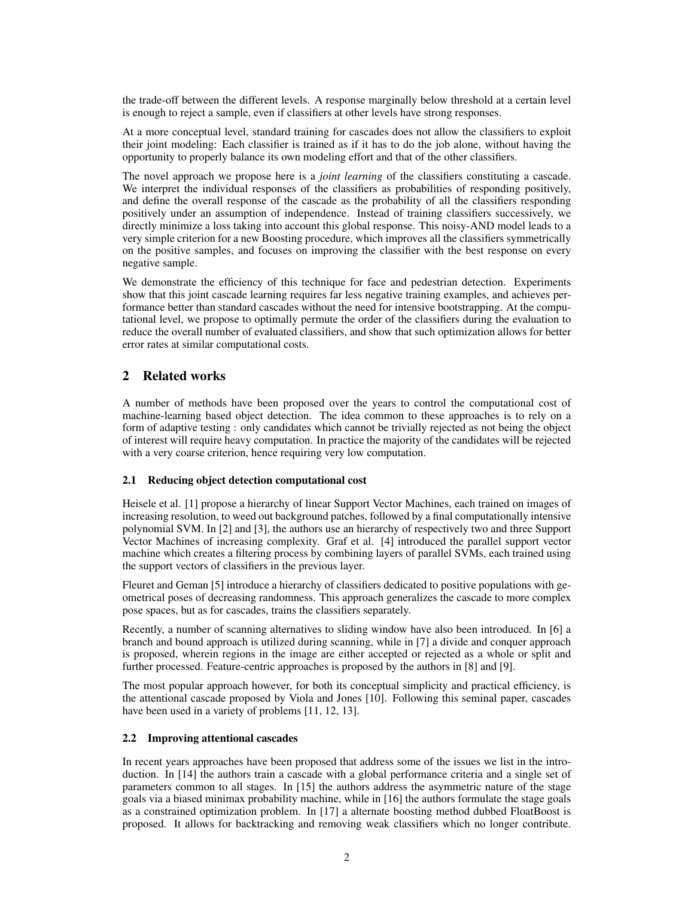the trade-off between the different levels. A response marginally below threshold at a certain level is enough to reject a sample, even if classifiers at other levels have strong responses.

At a more conceptual level, standard training for cascades does not allow the classifiers to exploit their joint modeling: Each classifier is trained as if it has to do the job alone, without having the opportunity to properly balance its own modeling effort and that of the other classifiers.

The novel approach we propose here is a *joint learning* of the classifiers constituting a cascade. We interpret the individual responses of the classifiers as probabilities of responding positively, and define the overall response of the cascade as the probability of all the classifiers responding positively under an assumption of independence. Instead of training classifiers successively, we directly minimize a loss taking into account this global response. This noisy-AND model leads to a very simple criterion for a new Boosting procedure, which improves all the classifiers symmetrically on the positive samples, and focuses on improving the classifier with the best response on every negative sample.

We demonstrate the efficiency of this technique for face and pedestrian detection. Experiments show that this joint cascade learning requires far less negative training examples, and achieves performance better than standard cascades without the need for intensive bootstrapping. At the computational level, we propose to optimally permute the order of the classifiers during the evaluation to reduce the overall number of evaluated classifiers, and show that such optimization allows for better error rates at similar computational costs.

## 2 Related works

A number of methods have been proposed over the years to control the computational cost of machine-learning based object detection. The idea common to these approaches is to rely on a form of adaptive testing : only candidates which cannot be trivially rejected as not being the object of interest will require heavy computation. In practice the majority of the candidates will be rejected with a very coarse criterion, hence requiring very low computation.

### 2.1 Reducing object detection computational cost

Heisele et al. [1] propose a hierarchy of linear Support Vector Machines, each trained on images of increasing resolution, to weed out background patches, followed by a final computationally intensive polynomial SVM. In [2] and [3], the authors use an hierarchy of respectively two and three Support Vector Machines of increasing complexity. Graf et al. [4] introduced the parallel support vector machine which creates a filtering process by combining layers of parallel SVMs, each trained using the support vectors of classifiers in the previous layer.

Fleuret and Geman [5] introduce a hierarchy of classifiers dedicated to positive populations with geometrical poses of decreasing randomness. This approach generalizes the cascade to more complex pose spaces, but as for cascades, trains the classifiers separately.

Recently, a number of scanning alternatives to sliding window have also been introduced. In [6] a branch and bound approach is utilized during scanning, while in [7] a divide and conquer approach is proposed, wherein regions in the image are either accepted or rejected as a whole or split and further processed. Feature-centric approaches is proposed by the authors in [8] and [9].

The most popular approach however, for both its conceptual simplicity and practical efficiency, is the attentional cascade proposed by Viola and Jones [10]. Following this seminal paper, cascades have been used in a variety of problems [11, 12, 13].

### 2.2 Improving attentional cascades

In recent years approaches have been proposed that address some of the issues we list in the introduction. In [14] the authors train a cascade with a global performance criteria and a single set of parameters common to all stages. In [15] the authors address the asymmetric nature of the stage goals via a biased minimax probability machine, while in [16] the authors formulate the stage goals as a constrained optimization problem. In [17] a alternate boosting method dubbed FloatBoost is proposed. It allows for backtracking and removing weak classifiers which no longer contribute.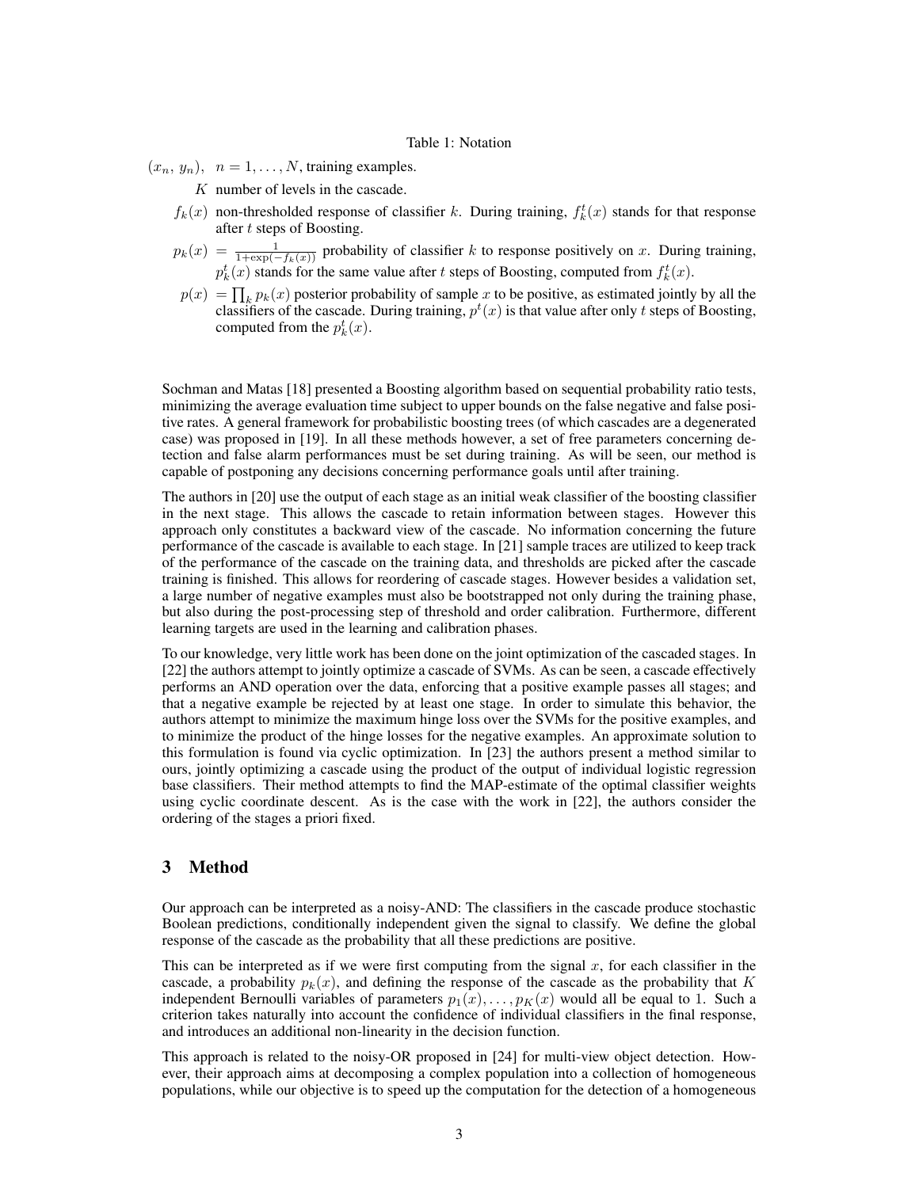Table 1: Notation

| | |
|---|---|
| $(x_n, y_n)$, | $n = 1, \ldots, N$, training examples. |
| $K$ | number of levels in the cascade. |
| $f_k(x)$ | non-thresholded response of classifier $k$. During training, $f_k^t(x)$ stands for that response after $t$ steps of Boosting. |
| $p_k(x)$ | $= \frac{1}{1+\exp(-f_k(x))}$ probability of classifier $k$ to response positively on $x$. During training, $p_k^t(x)$ stands for the same value after $t$ steps of Boosting, computed from $f_k^t(x)$. |
| $p(x)$ | $= \prod_k p_k(x)$ posterior probability of sample $x$ to be positive, as estimated jointly by all the classifiers of the cascade. During training, $p^t(x)$ is that value after only $t$ steps of Boosting, computed from the $p_k^t(x)$. |

Sochman and Matas [18] presented a Boosting algorithm based on sequential probability ratio tests, minimizing the average evaluation time subject to upper bounds on the false negative and false positive rates. A general framework for probabilistic boosting trees (of which cascades are a degenerated case) was proposed in [19]. In all these methods however, a set of free parameters concerning detection and false alarm performances must be set during training. As will be seen, our method is capable of postponing any decisions concerning performance goals until after training.

The authors in [20] use the output of each stage as an initial weak classifier of the boosting classifier in the next stage. This allows the cascade to retain information between stages. However this approach only constitutes a backward view of the cascade. No information concerning the future performance of the cascade is available to each stage. In [21] sample traces are utilized to keep track of the performance of the cascade on the training data, and thresholds are picked after the cascade training is finished. This allows for reordering of cascade stages. However besides a validation set, a large number of negative examples must also be bootstrapped not only during the training phase, but also during the post-processing step of threshold and order calibration. Furthermore, different learning targets are used in the learning and calibration phases.

To our knowledge, very little work has been done on the joint optimization of the cascaded stages. In [22] the authors attempt to jointly optimize a cascade of SVMs. As can be seen, a cascade effectively performs an AND operation over the data, enforcing that a positive example passes all stages; and that a negative example be rejected by at least one stage. In order to simulate this behavior, the authors attempt to minimize the maximum hinge loss over the SVMs for the positive examples, and to minimize the product of the hinge losses for the negative examples. An approximate solution to this formulation is found via cyclic optimization. In [23] the authors present a method similar to ours, jointly optimizing a cascade using the product of the output of individual logistic regression base classifiers. Their method attempts to find the MAP-estimate of the optimal classifier weights using cyclic coordinate descent. As is the case with the work in [22], the authors consider the ordering of the stages a priori fixed.

## 3 Method

Our approach can be interpreted as a noisy-AND: The classifiers in the cascade produce stochastic Boolean predictions, conditionally independent given the signal to classify. We define the global response of the cascade as the probability that all these predictions are positive.

This can be interpreted as if we were first computing from the signal $x$, for each classifier in the cascade, a probability $p_k(x)$, and defining the response of the cascade as the probability that $K$ independent Bernoulli variables of parameters $p_1(x), \ldots, p_K(x)$ would all be equal to 1. Such a criterion takes naturally into account the confidence of individual classifiers in the final response, and introduces an additional non-linearity in the decision function.

This approach is related to the noisy-OR proposed in [24] for multi-view object detection. However, their approach aims at decomposing a complex population into a collection of homogeneous populations, while our objective is to speed up the computation for the detection of a homogeneous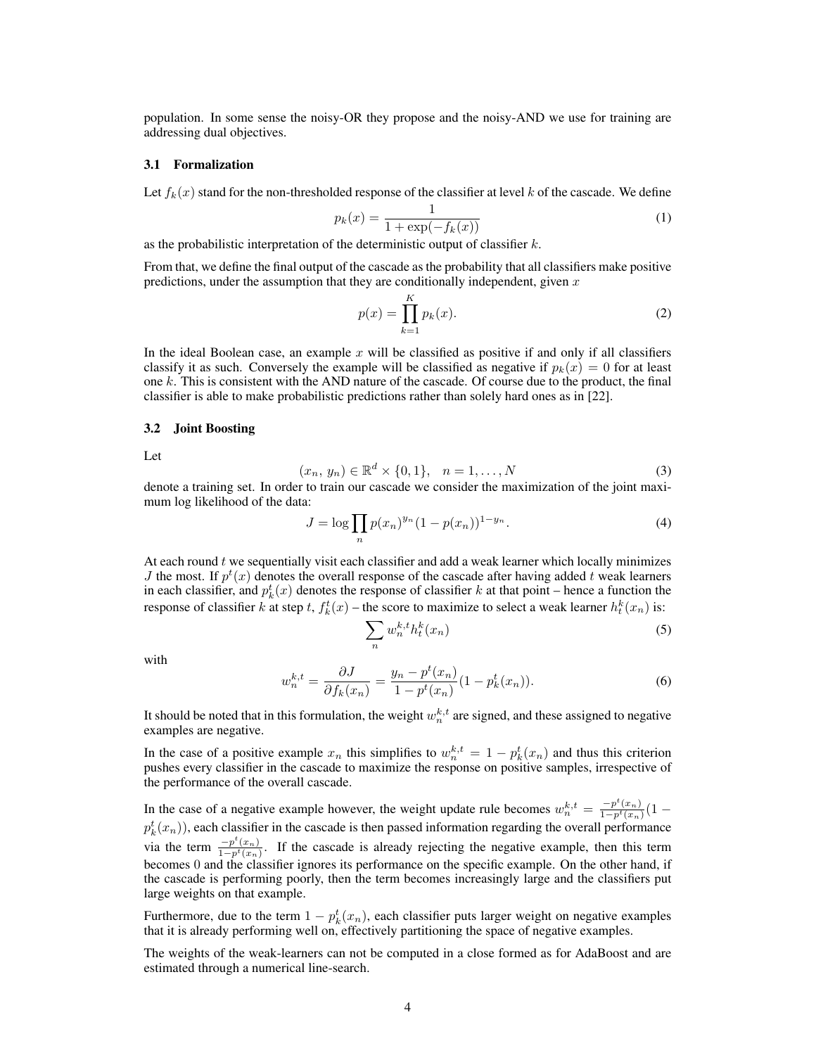population. In some sense the noisy-OR they propose and the noisy-AND we use for training are addressing dual objectives.

### 3.1 Formalization

Let $f_k(x)$ stand for the non-thresholded response of the classifier at level $k$ of the cascade. We define

$$p_k(x) = \frac{1}{1 + \exp(-f_k(x))} \tag{1}$$

as the probabilistic interpretation of the deterministic output of classifier $k$.

From that, we define the final output of the cascade as the probability that all classifiers make positive predictions, under the assumption that they are conditionally independent, given $x$

$$p(x) = \prod_{k=1}^{K} p_k(x). \tag{2}$$

In the ideal Boolean case, an example $x$ will be classified as positive if and only if all classifiers classify it as such. Conversely the example will be classified as negative if $p_k(x) = 0$ for at least one $k$. This is consistent with the AND nature of the cascade. Of course due to the product, the final classifier is able to make probabilistic predictions rather than solely hard ones as in [22].

### 3.2 Joint Boosting

Let

$$(x_n,\, y_n) \in \mathbb{R}^d \times \{0, 1\}, \quad n = 1, \ldots, N \tag{3}$$

denote a training set. In order to train our cascade we consider the maximization of the joint maximum log likelihood of the data:

$$J = \log \prod_n p(x_n)^{y_n} (1 - p(x_n))^{1-y_n}. \tag{4}$$

At each round $t$ we sequentially visit each classifier and add a weak learner which locally minimizes $J$ the most. If $p^t(x)$ denotes the overall response of the cascade after having added $t$ weak learners in each classifier, and $p_k^t(x)$ denotes the response of classifier $k$ at that point – hence a function the response of classifier $k$ at step $t$, $f_k^t(x)$ – the score to maximize to select a weak learner $h_t^k(x_n)$ is:

$$\sum_n w_n^{k,t} h_t^k(x_n) \tag{5}$$

with

$$w_n^{k,t} = \frac{\partial J}{\partial f_k(x_n)} = \frac{y_n - p^t(x_n)}{1 - p^t(x_n)}(1 - p_k^t(x_n)). \tag{6}$$

It should be noted that in this formulation, the weight $w_n^{k,t}$ are signed, and these assigned to negative examples are negative.

In the case of a positive example $x_n$ this simplifies to $w_n^{k,t} = 1 - p_k^t(x_n)$ and thus this criterion pushes every classifier in the cascade to maximize the response on positive samples, irrespective of the performance of the overall cascade.

In the case of a negative example however, the weight update rule becomes $w_n^{k,t} = \frac{-p^t(x_n)}{1-p^t(x_n)}(1 - p_k^t(x_n))$, each classifier in the cascade is then passed information regarding the overall performance via the term $\frac{-p^t(x_n)}{1-p^t(x_n)}$. If the cascade is already rejecting the negative example, then this term becomes 0 and the classifier ignores its performance on the specific example. On the other hand, if the cascade is performing poorly, then the term becomes increasingly large and the classifiers put large weights on that example.

Furthermore, due to the term $1 - p_k^t(x_n)$, each classifier puts larger weight on negative examples that it is already performing well on, effectively partitioning the space of negative examples.

The weights of the weak-learners can not be computed in a close formed as for AdaBoost and are estimated through a numerical line-search.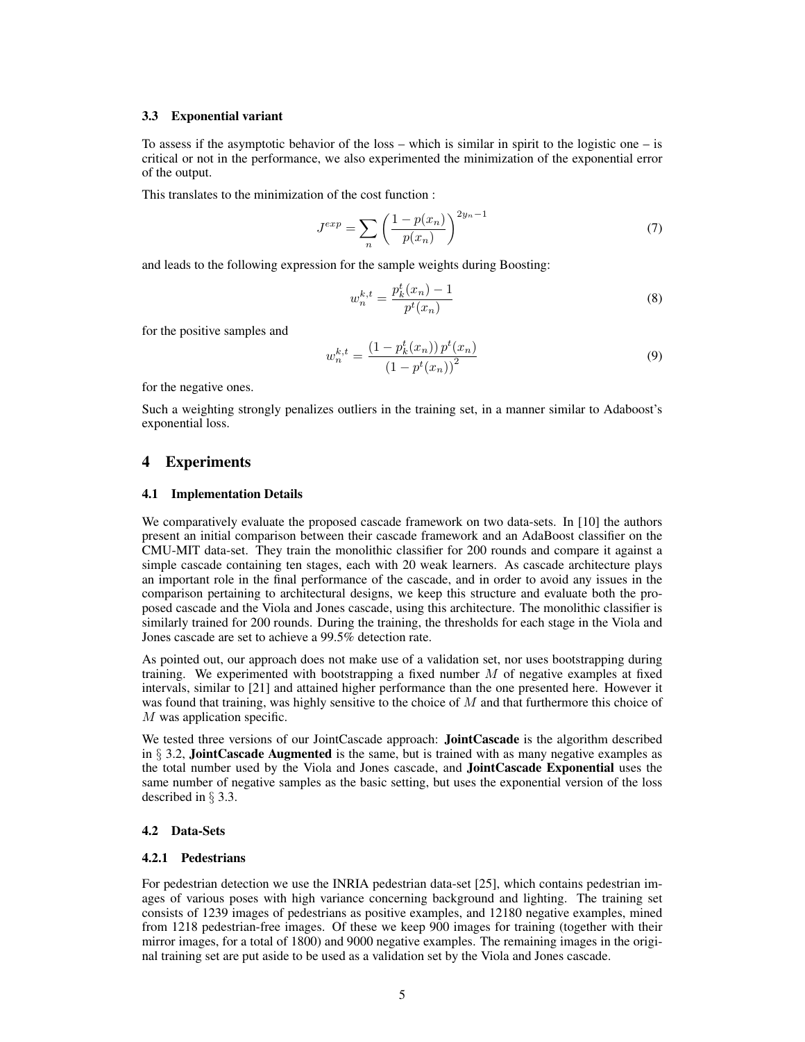### 3.3 Exponential variant

To assess if the asymptotic behavior of the loss – which is similar in spirit to the logistic one – is critical or not in the performance, we also experimented the minimization of the exponential error of the output.

This translates to the minimization of the cost function :

$$J^{exp} = \sum_n \left( \frac{1 - p(x_n)}{p(x_n)} \right)^{2y_n - 1} \tag{7}$$

and leads to the following expression for the sample weights during Boosting:

$$w_n^{k,t} = \frac{p_k^t(x_n) - 1}{p^t(x_n)} \tag{8}$$

for the positive samples and

$$w_n^{k,t} = \frac{(1 - p_k^t(x_n))\, p^t(x_n)}{(1 - p^t(x_n))^2} \tag{9}$$

for the negative ones.

Such a weighting strongly penalizes outliers in the training set, in a manner similar to Adaboost's exponential loss.

## 4 Experiments

### 4.1 Implementation Details

We comparatively evaluate the proposed cascade framework on two data-sets. In [10] the authors present an initial comparison between their cascade framework and an AdaBoost classifier on the CMU-MIT data-set. They train the monolithic classifier for 200 rounds and compare it against a simple cascade containing ten stages, each with 20 weak learners. As cascade architecture plays an important role in the final performance of the cascade, and in order to avoid any issues in the comparison pertaining to architectural designs, we keep this structure and evaluate both the proposed cascade and the Viola and Jones cascade, using this architecture. The monolithic classifier is similarly trained for 200 rounds. During the training, the thresholds for each stage in the Viola and Jones cascade are set to achieve a 99.5% detection rate.

As pointed out, our approach does not make use of a validation set, nor uses bootstrapping during training. We experimented with bootstrapping a fixed number $M$ of negative examples at fixed intervals, similar to [21] and attained higher performance than the one presented here. However it was found that training, was highly sensitive to the choice of $M$ and that furthermore this choice of $M$ was application specific.

We tested three versions of our JointCascade approach: **JointCascade** is the algorithm described in § 3.2, **JointCascade Augmented** is the same, but is trained with as many negative examples as the total number used by the Viola and Jones cascade, and **JointCascade Exponential** uses the same number of negative samples as the basic setting, but uses the exponential version of the loss described in § 3.3.

### 4.2 Data-Sets

#### 4.2.1 Pedestrians

For pedestrian detection we use the INRIA pedestrian data-set [25], which contains pedestrian images of various poses with high variance concerning background and lighting. The training set consists of 1239 images of pedestrians as positive examples, and 12180 negative examples, mined from 1218 pedestrian-free images. Of these we keep 900 images for training (together with their mirror images, for a total of 1800) and 9000 negative examples. The remaining images in the original training set are put aside to be used as a validation set by the Viola and Jones cascade.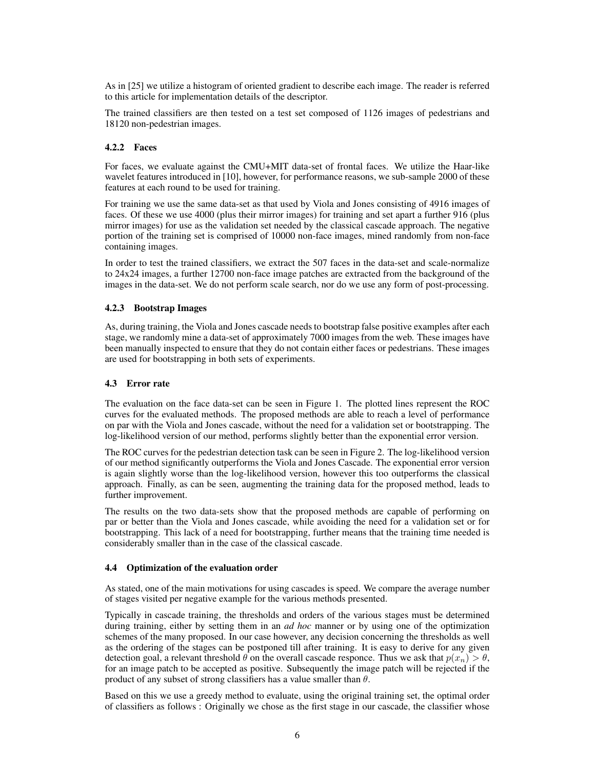As in [25] we utilize a histogram of oriented gradient to describe each image. The reader is referred to this article for implementation details of the descriptor.

The trained classifiers are then tested on a test set composed of 1126 images of pedestrians and 18120 non-pedestrian images.

#### 4.2.2 Faces

For faces, we evaluate against the CMU+MIT data-set of frontal faces. We utilize the Haar-like wavelet features introduced in [10], however, for performance reasons, we sub-sample 2000 of these features at each round to be used for training.

For training we use the same data-set as that used by Viola and Jones consisting of 4916 images of faces. Of these we use 4000 (plus their mirror images) for training and set apart a further 916 (plus mirror images) for use as the validation set needed by the classical cascade approach. The negative portion of the training set is comprised of 10000 non-face images, mined randomly from non-face containing images.

In order to test the trained classifiers, we extract the 507 faces in the data-set and scale-normalize to 24x24 images, a further 12700 non-face image patches are extracted from the background of the images in the data-set. We do not perform scale search, nor do we use any form of post-processing.

#### 4.2.3 Bootstrap Images

As, during training, the Viola and Jones cascade needs to bootstrap false positive examples after each stage, we randomly mine a data-set of approximately 7000 images from the web. These images have been manually inspected to ensure that they do not contain either faces or pedestrians. These images are used for bootstrapping in both sets of experiments.

### 4.3 Error rate

The evaluation on the face data-set can be seen in Figure 1. The plotted lines represent the ROC curves for the evaluated methods. The proposed methods are able to reach a level of performance on par with the Viola and Jones cascade, without the need for a validation set or bootstrapping. The log-likelihood version of our method, performs slightly better than the exponential error version.

The ROC curves for the pedestrian detection task can be seen in Figure 2. The log-likelihood version of our method significantly outperforms the Viola and Jones Cascade. The exponential error version is again slightly worse than the log-likelihood version, however this too outperforms the classical approach. Finally, as can be seen, augmenting the training data for the proposed method, leads to further improvement.

The results on the two data-sets show that the proposed methods are capable of performing on par or better than the Viola and Jones cascade, while avoiding the need for a validation set or for bootstrapping. This lack of a need for bootstrapping, further means that the training time needed is considerably smaller than in the case of the classical cascade.

### 4.4 Optimization of the evaluation order

As stated, one of the main motivations for using cascades is speed. We compare the average number of stages visited per negative example for the various methods presented.

Typically in cascade training, the thresholds and orders of the various stages must be determined during training, either by setting them in an *ad hoc* manner or by using one of the optimization schemes of the many proposed. In our case however, any decision concerning the thresholds as well as the ordering of the stages can be postponed till after training. It is easy to derive for any given detection goal, a relevant threshold $\theta$ on the overall cascade responce. Thus we ask that $p(x_n) > \theta$, for an image patch to be accepted as positive. Subsequently the image patch will be rejected if the product of any subset of strong classifiers has a value smaller than $\theta$.

Based on this we use a greedy method to evaluate, using the original training set, the optimal order of classifiers as follows : Originally we chose as the first stage in our cascade, the classifier whose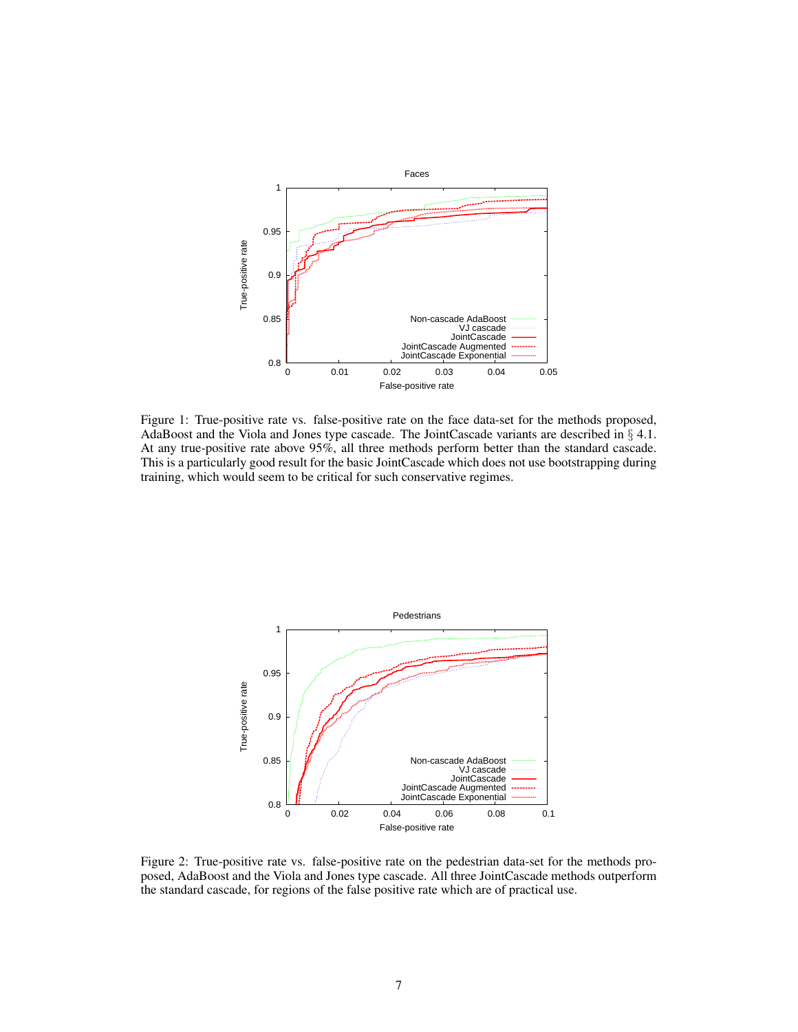Figure 1: True-positive rate vs. false-positive rate on the face data-set for the methods proposed, AdaBoost and the Viola and Jones type cascade. The JointCascade variants are described in § 4.1. At any true-positive rate above 95%, all three methods perform better than the standard cascade. This is a particularly good result for the basic JointCascade which does not use bootstrapping during training, which would seem to be critical for such conservative regimes.

Figure 2: True-positive rate vs. false-positive rate on the pedestrian data-set for the methods proposed, AdaBoost and the Viola and Jones type cascade. All three JointCascade methods outperform the standard cascade, for regions of the false positive rate which are of practical use.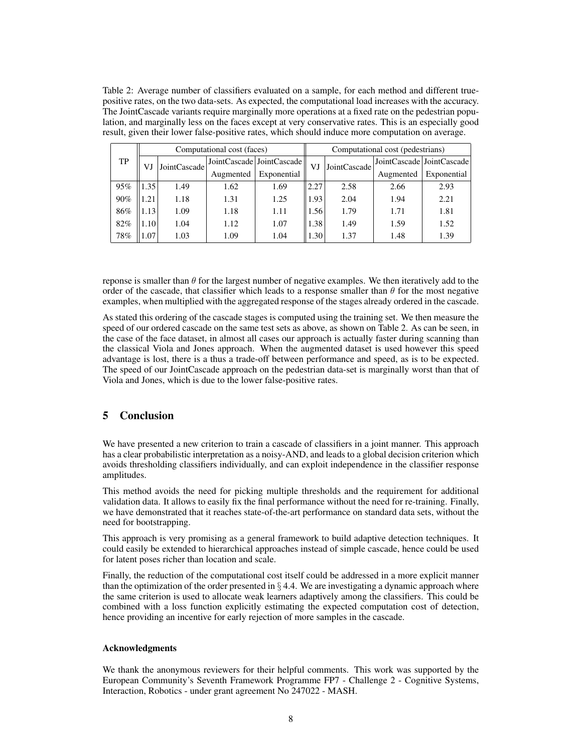Table 2: Average number of classifiers evaluated on a sample, for each method and different true-positive rates, on the two data-sets. As expected, the computational load increases with the accuracy. The JointCascade variants require marginally more operations at a fixed rate on the pedestrian population, and marginally less on the faces except at very conservative rates. This is an especially good result, given their lower false-positive rates, which should induce more computation on average.

| TP | Computational cost (faces) | | | | Computational cost (pedestrians) | | | |
|---|---|---|---|---|---|---|---|---|
| | VJ | JointCascade | JointCascade Augmented | JointCascade Exponential | VJ | JointCascade | JointCascade Augmented | JointCascade Exponential |
| 95% | 1.35 | 1.49 | 1.62 | 1.69 | 2.27 | 2.58 | 2.66 | 2.93 |
| 90% | 1.21 | 1.18 | 1.31 | 1.25 | 1.93 | 2.04 | 1.94 | 2.21 |
| 86% | 1.13 | 1.09 | 1.18 | 1.11 | 1.56 | 1.79 | 1.71 | 1.81 |
| 82% | 1.10 | 1.04 | 1.12 | 1.07 | 1.38 | 1.49 | 1.59 | 1.52 |
| 78% | 1.07 | 1.03 | 1.09 | 1.04 | 1.30 | 1.37 | 1.48 | 1.39 |

reponse is smaller than $\theta$ for the largest number of negative examples. We then iteratively add to the order of the cascade, that classifier which leads to a response smaller than $\theta$ for the most negative examples, when multiplied with the aggregated response of the stages already ordered in the cascade.

As stated this ordering of the cascade stages is computed using the training set. We then measure the speed of our ordered cascade on the same test sets as above, as shown on Table 2. As can be seen, in the case of the face dataset, in almost all cases our approach is actually faster during scanning than the classical Viola and Jones approach. When the augmented dataset is used however this speed advantage is lost, there is a thus a trade-off between performance and speed, as is to be expected. The speed of our JointCascade approach on the pedestrian data-set is marginally worst than that of Viola and Jones, which is due to the lower false-positive rates.

## 5 Conclusion

We have presented a new criterion to train a cascade of classifiers in a joint manner. This approach has a clear probabilistic interpretation as a noisy-AND, and leads to a global decision criterion which avoids thresholding classifiers individually, and can exploit independence in the classifier response amplitudes.

This method avoids the need for picking multiple thresholds and the requirement for additional validation data. It allows to easily fix the final performance without the need for re-training. Finally, we have demonstrated that it reaches state-of-the-art performance on standard data sets, without the need for bootstrapping.

This approach is very promising as a general framework to build adaptive detection techniques. It could easily be extended to hierarchical approaches instead of simple cascade, hence could be used for latent poses richer than location and scale.

Finally, the reduction of the computational cost itself could be addressed in a more explicit manner than the optimization of the order presented in § 4.4. We are investigating a dynamic approach where the same criterion is used to allocate weak learners adaptively among the classifiers. This could be combined with a loss function explicitly estimating the expected computation cost of detection, hence providing an incentive for early rejection of more samples in the cascade.

#### Acknowledgments

We thank the anonymous reviewers for their helpful comments. This work was supported by the European Community's Seventh Framework Programme FP7 - Challenge 2 - Cognitive Systems, Interaction, Robotics - under grant agreement No 247022 - MASH.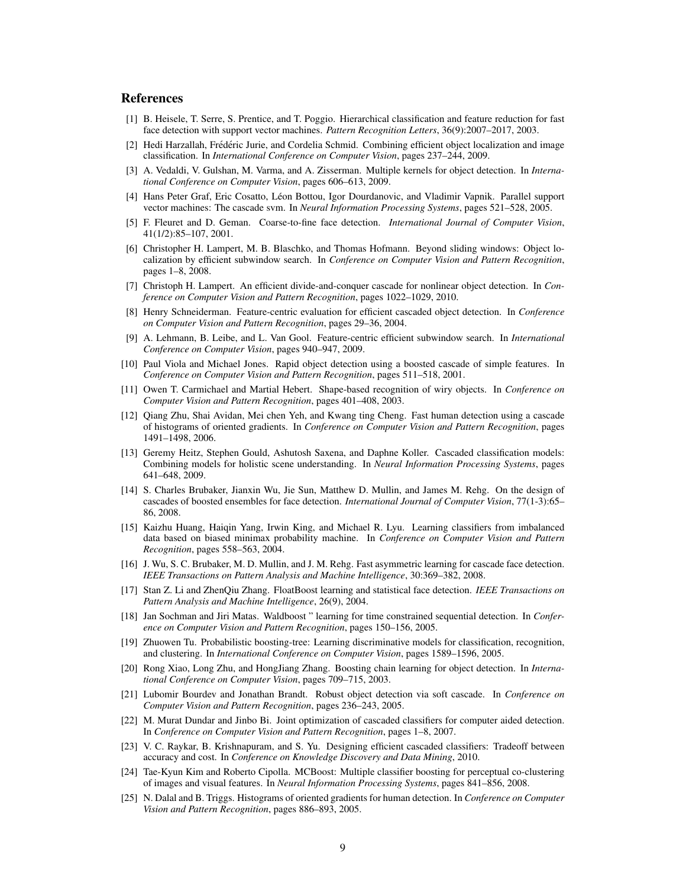## References

[1] B. Heisele, T. Serre, S. Prentice, and T. Poggio. Hierarchical classification and feature reduction for fast face detection with support vector machines. *Pattern Recognition Letters*, 36(9):2007–2017, 2003.

[2] Hedi Harzallah, Frédéric Jurie, and Cordelia Schmid. Combining efficient object localization and image classification. In *International Conference on Computer Vision*, pages 237–244, 2009.

[3] A. Vedaldi, V. Gulshan, M. Varma, and A. Zisserman. Multiple kernels for object detection. In *International Conference on Computer Vision*, pages 606–613, 2009.

[4] Hans Peter Graf, Eric Cosatto, Léon Bottou, Igor Dourdanovic, and Vladimir Vapnik. Parallel support vector machines: The cascade svm. In *Neural Information Processing Systems*, pages 521–528, 2005.

[5] F. Fleuret and D. Geman. Coarse-to-fine face detection. *International Journal of Computer Vision*, 41(1/2):85–107, 2001.

[6] Christopher H. Lampert, M. B. Blaschko, and Thomas Hofmann. Beyond sliding windows: Object localization by efficient subwindow search. In *Conference on Computer Vision and Pattern Recognition*, pages 1–8, 2008.

[7] Christoph H. Lampert. An efficient divide-and-conquer cascade for nonlinear object detection. In *Conference on Computer Vision and Pattern Recognition*, pages 1022–1029, 2010.

[8] Henry Schneiderman. Feature-centric evaluation for efficient cascaded object detection. In *Conference on Computer Vision and Pattern Recognition*, pages 29–36, 2004.

[9] A. Lehmann, B. Leibe, and L. Van Gool. Feature-centric efficient subwindow search. In *International Conference on Computer Vision*, pages 940–947, 2009.

[10] Paul Viola and Michael Jones. Rapid object detection using a boosted cascade of simple features. In *Conference on Computer Vision and Pattern Recognition*, pages 511–518, 2001.

[11] Owen T. Carmichael and Martial Hebert. Shape-based recognition of wiry objects. In *Conference on Computer Vision and Pattern Recognition*, pages 401–408, 2003.

[12] Qiang Zhu, Shai Avidan, Mei chen Yeh, and Kwang ting Cheng. Fast human detection using a cascade of histograms of oriented gradients. In *Conference on Computer Vision and Pattern Recognition*, pages 1491–1498, 2006.

[13] Geremy Heitz, Stephen Gould, Ashutosh Saxena, and Daphne Koller. Cascaded classification models: Combining models for holistic scene understanding. In *Neural Information Processing Systems*, pages 641–648, 2009.

[14] S. Charles Brubaker, Jianxin Wu, Jie Sun, Matthew D. Mullin, and James M. Rehg. On the design of cascades of boosted ensembles for face detection. *International Journal of Computer Vision*, 77(1-3):65–86, 2008.

[15] Kaizhu Huang, Haiqin Yang, Irwin King, and Michael R. Lyu. Learning classifiers from imbalanced data based on biased minimax probability machine. In *Conference on Computer Vision and Pattern Recognition*, pages 558–563, 2004.

[16] J. Wu, S. C. Brubaker, M. D. Mullin, and J. M. Rehg. Fast asymmetric learning for cascade face detection. *IEEE Transactions on Pattern Analysis and Machine Intelligence*, 30:369–382, 2008.

[17] Stan Z. Li and ZhenQiu Zhang. FloatBoost learning and statistical face detection. *IEEE Transactions on Pattern Analysis and Machine Intelligence*, 26(9), 2004.

[18] Jan Sochman and Jiri Matas. Waldboost " learning for time constrained sequential detection. In *Conference on Computer Vision and Pattern Recognition*, pages 150–156, 2005.

[19] Zhuowen Tu. Probabilistic boosting-tree: Learning discriminative models for classification, recognition, and clustering. In *International Conference on Computer Vision*, pages 1589–1596, 2005.

[20] Rong Xiao, Long Zhu, and HongJiang Zhang. Boosting chain learning for object detection. In *International Conference on Computer Vision*, pages 709–715, 2003.

[21] Lubomir Bourdev and Jonathan Brandt. Robust object detection via soft cascade. In *Conference on Computer Vision and Pattern Recognition*, pages 236–243, 2005.

[22] M. Murat Dundar and Jinbo Bi. Joint optimization of cascaded classifiers for computer aided detection. In *Conference on Computer Vision and Pattern Recognition*, pages 1–8, 2007.

[23] V. C. Raykar, B. Krishnapuram, and S. Yu. Designing efficient cascaded classifiers: Tradeoff between accuracy and cost. In *Conference on Knowledge Discovery and Data Mining*, 2010.

[24] Tae-Kyun Kim and Roberto Cipolla. MCBoost: Multiple classifier boosting for perceptual co-clustering of images and visual features. In *Neural Information Processing Systems*, pages 841–856, 2008.

[25] N. Dalal and B. Triggs. Histograms of oriented gradients for human detection. In *Conference on Computer Vision and Pattern Recognition*, pages 886–893, 2005.